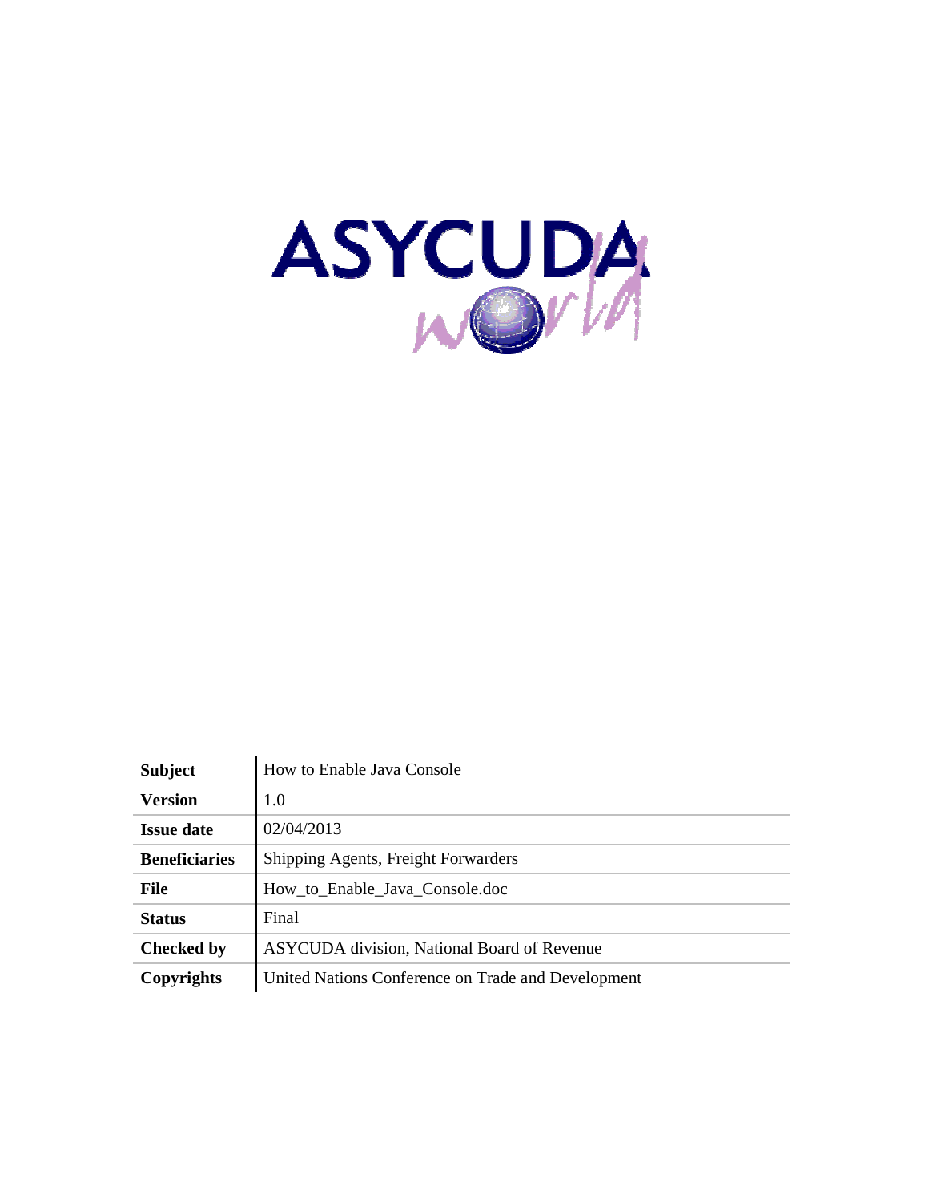| | |
|---|---|
| **Subject** | How to Enable Java Console |
| **Version** | 1.0 |
| **Issue date** | 02/04/2013 |
| **Beneficiaries** | Shipping Agents, Freight Forwarders |
| **File** | How_to_Enable_Java_Console.doc |
| **Status** | Final |
| **Checked by** | ASYCUDA division, National Board of Revenue |
| **Copyrights** | United Nations Conference on Trade and Development |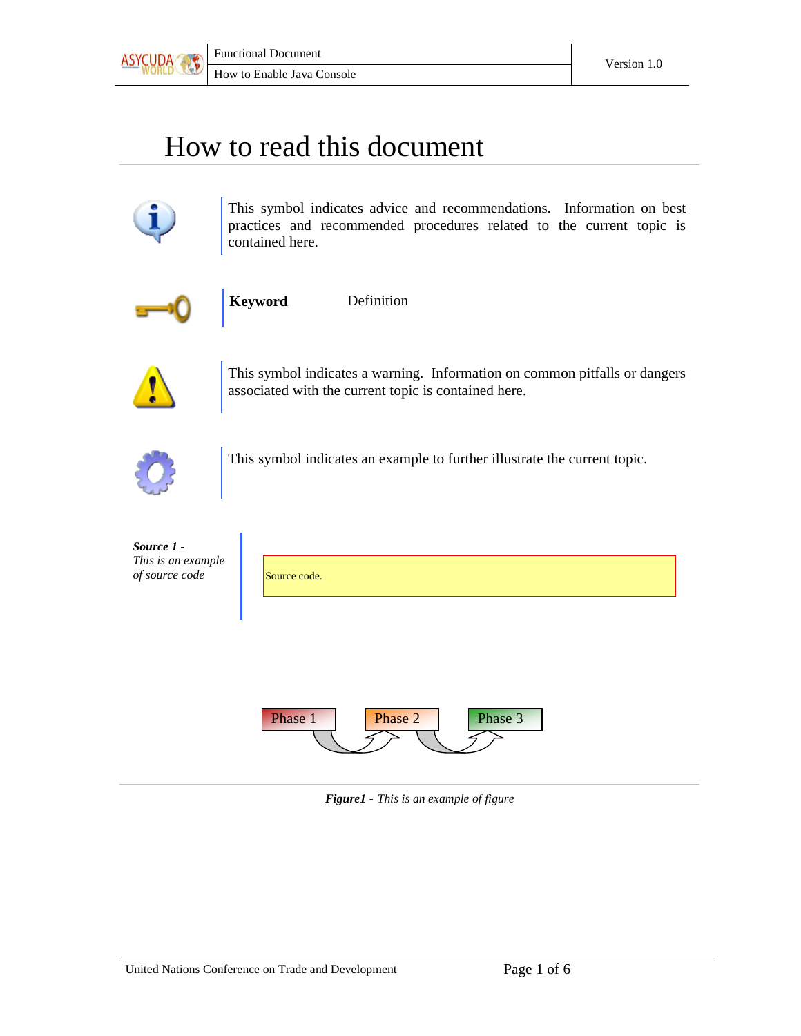# How to read this document

This symbol indicates advice and recommendations. Information on best practices and recommended procedures related to the current topic is contained here.

**Keyword** Definition

This symbol indicates a warning. Information on common pitfalls or dangers associated with the current topic is contained here.

This symbol indicates an example to further illustrate the current topic.

***Source 1*** *- This is an example of source code*

```
Source code.
```

Phase 1 Phase 2 Phase 3

***Figure1*** *- This is an example of figure*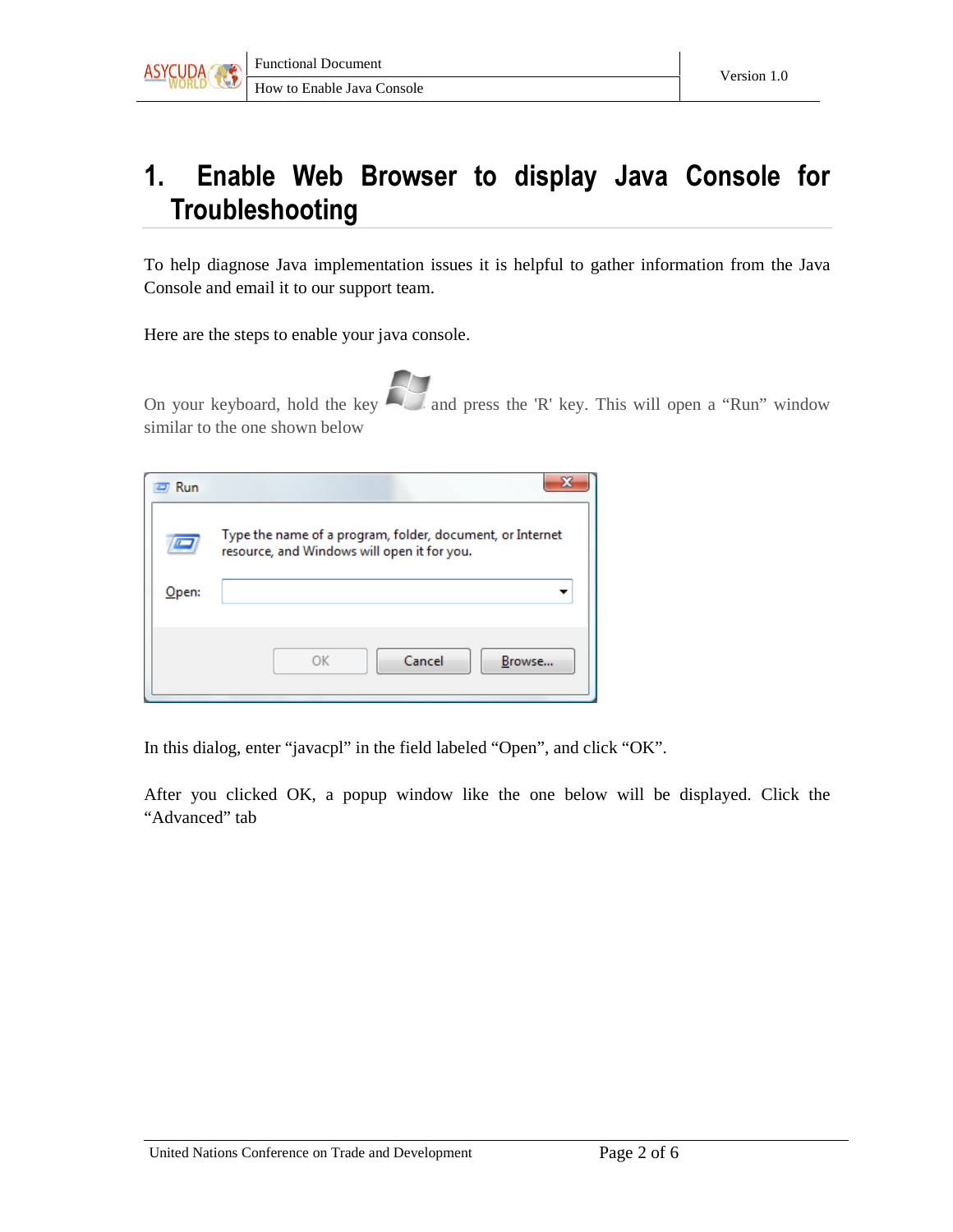# 1. Enable Web Browser to display Java Console for Troubleshooting

To help diagnose Java implementation issues it is helpful to gather information from the Java Console and email it to our support team.

Here are the steps to enable your java console.

On your keyboard, hold the key and press the 'R' key. This will open a "Run" window similar to the one shown below

In this dialog, enter "javacpl" in the field labeled "Open", and click "OK".

After you clicked OK, a popup window like the one below will be displayed. Click the "Advanced" tab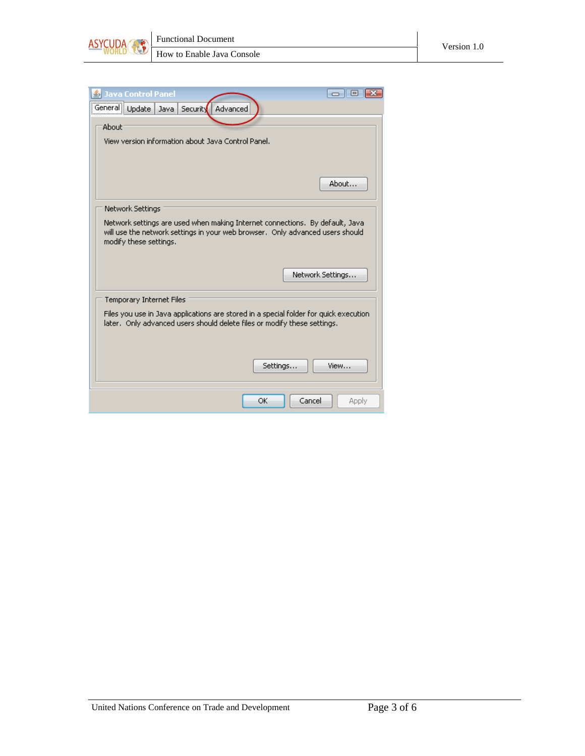Java Control Panel

General | Update | Java | Security | Advanced

**About**

View version information about Java Control Panel.

About...

**Network Settings**

Network settings are used when making Internet connections. By default, Java will use the network settings in your web browser. Only advanced users should modify these settings.

Network Settings...

**Temporary Internet Files**

Files you use in Java applications are stored in a special folder for quick execution later. Only advanced users should delete files or modify these settings.

Settings... View...

OK Cancel Apply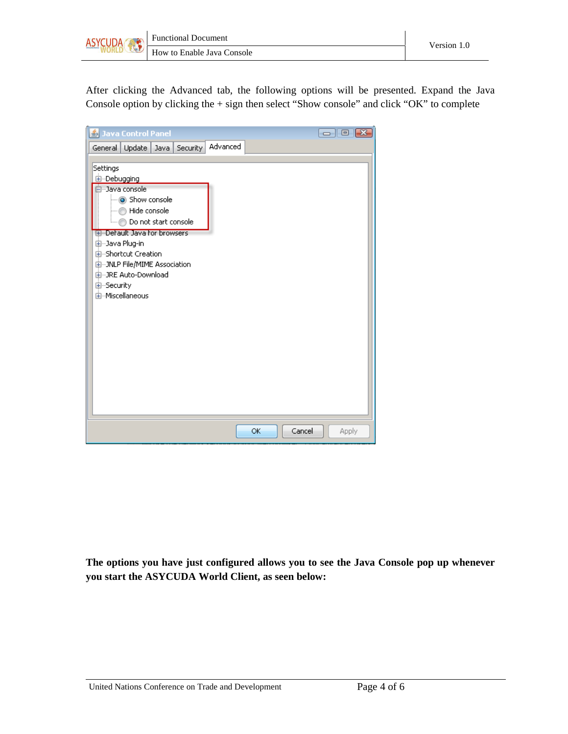After clicking the Advanced tab, the following options will be presented. Expand the Java Console option by clicking the + sign then select “Show console” and click “OK” to complete

**The options you have just configured allows you to see the Java Console pop up whenever you start the ASYCUDA World Client, as seen below:**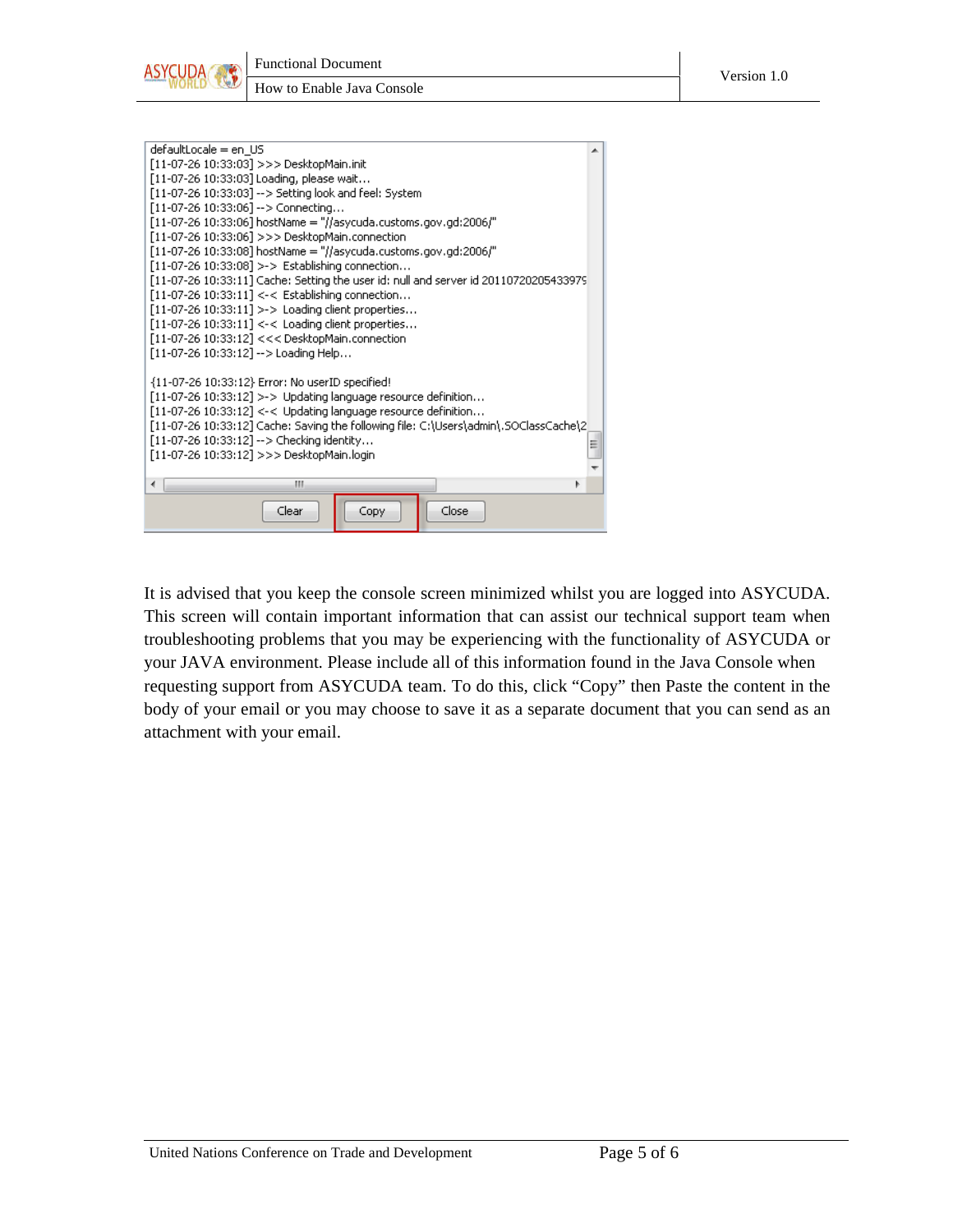```
defaultLocale = en_US
[11-07-26 10:33:03] >>> DesktopMain.init
[11-07-26 10:33:03] Loading, please wait...
[11-07-26 10:33:03] --> Setting look and feel: System
[11-07-26 10:33:06] --> Connecting...
[11-07-26 10:33:06] hostName = "//asycuda.customs.gov.gd:2006/"
[11-07-26 10:33:06] >>> DesktopMain.connection
[11-07-26 10:33:08] hostName = "//asycuda.customs.gov.gd:2006/"
[11-07-26 10:33:08] >-> Establishing connection...
[11-07-26 10:33:11] Cache: Setting the user id: null and server id 2011072020543397
[11-07-26 10:33:11] <-< Establishing connection...
[11-07-26 10:33:11] >-> Loading client properties...
[11-07-26 10:33:11] <-< Loading client properties...
[11-07-26 10:33:12] <<< DesktopMain.connection
[11-07-26 10:33:12] --> Loading Help...

{11-07-26 10:33:12} Error: No userID specified!
[11-07-26 10:33:12] >-> Updating language resource definition...
[11-07-26 10:33:12] <-< Updating language resource definition...
[11-07-26 10:33:12] Cache: Saving the following file: C:\Users\admin\.SOClassCache\2
[11-07-26 10:33:12] --> Checking identity...
[11-07-26 10:33:12] >>> DesktopMain.login
```

Clear | Copy | Close

It is advised that you keep the console screen minimized whilst you are logged into ASYCUDA. This screen will contain important information that can assist our technical support team when troubleshooting problems that you may be experiencing with the functionality of ASYCUDA or your JAVA environment. Please include all of this information found in the Java Console when requesting support from ASYCUDA team. To do this, click "Copy" then Paste the content in the body of your email or you may choose to save it as a separate document that you can send as an attachment with your email.